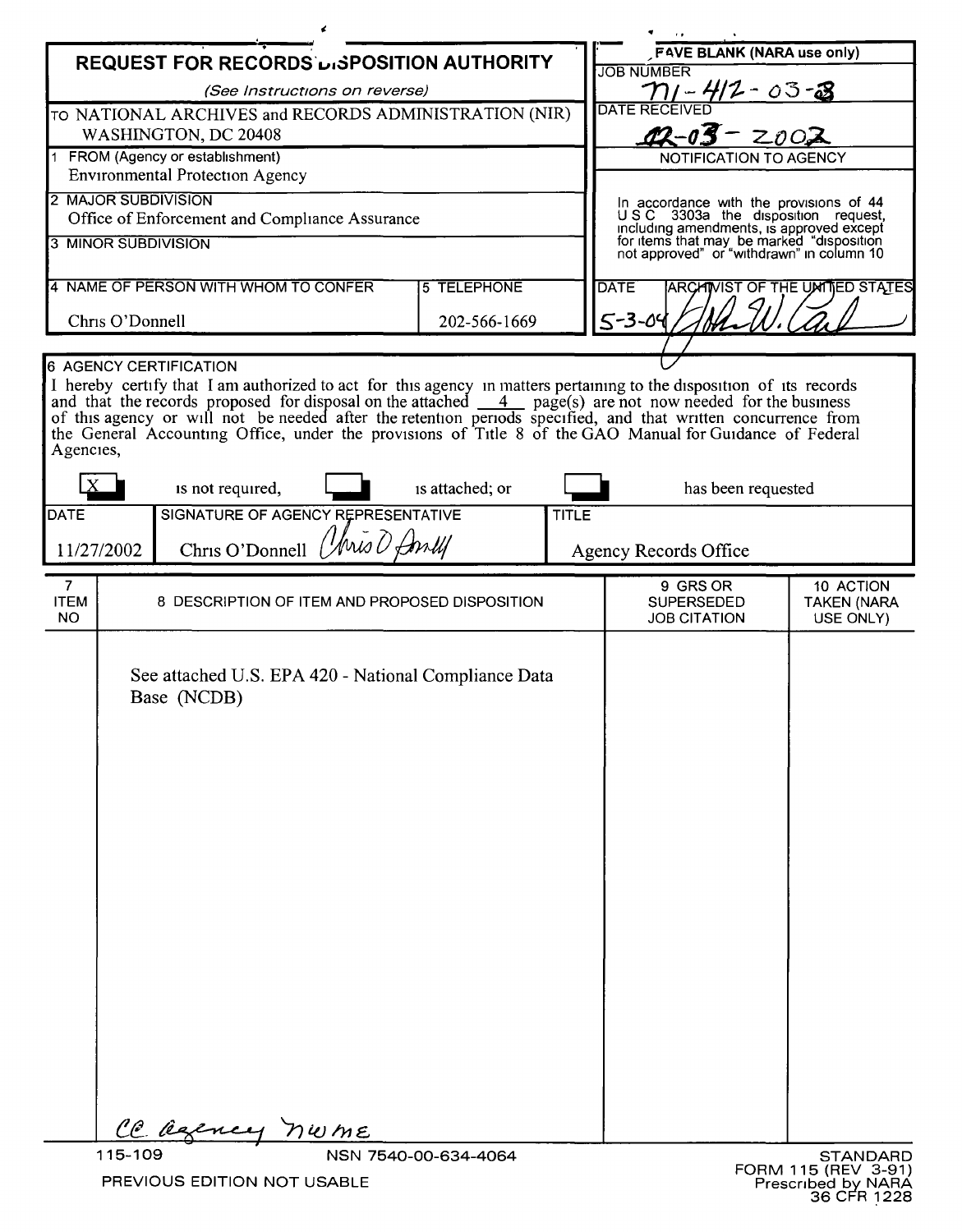# REQUEST FOR RECORDS DISPOSITION AUTHORITY

*(See Instructions on reverse)*

| | |
|---|---|
| TO NATIONAL ARCHIVES and RECORDS ADMINISTRATION (NIR) WASHINGTON, DC 20408 | **LEAVE BLANK (NARA use only)** |
| 1 FROM (Agency or establishment) Environmental Protection Agency | JOB NUMBER N1-412-03-8 |
| 2 MAJOR SUBDIVISION Office of Enforcement and Compliance Assurance | DATE RECEIVED 12-03-2002 |
| 3 MINOR SUBDIVISION | NOTIFICATION TO AGENCY |
| 4 NAME OF PERSON WITH WHOM TO CONFER: Chris O'Donnell — 5 TELEPHONE: 202-566-1669 | In accordance with the provisions of 44 U S C 3303a the disposition request, including amendments, is approved except for items that may be marked "disposition not approved" or "withdrawn" in column 10 |
| | DATE 5-3-04 — ARCHIVIST OF THE UNITED STATES [signature] |

**6 AGENCY CERTIFICATION**

I hereby certify that I am authorized to act for this agency in matters pertaining to the disposition of its records and that the records proposed for disposal on the attached 4 page(s) are not now needed for the business of this agency or will not be needed after the retention periods specified, and that written concurrence from the General Accounting Office, under the provisions of Title 8 of the GAO Manual for Guidance of Federal Agencies,

[X] is not required, [ ] is attached; or [ ] has been requested

| DATE | SIGNATURE OF AGENCY REPRESENTATIVE | TITLE |
|---|---|---|
| 11/27/2002 | Chris O'Donnell [signature] | Agency Records Office |

| 7 ITEM NO | 8 DESCRIPTION OF ITEM AND PROPOSED DISPOSITION | 9 GRS OR SUPERSEDED JOB CITATION | 10 ACTION TAKEN (NARA USE ONLY) |
|---|---|---|---|
| | See attached U.S. EPA 420 - National Compliance Data Base (NCDB) | | |

CC agency NWME

115-109 NSN 7540-00-634-4064

PREVIOUS EDITION NOT USABLE

STANDARD FORM 115 (REV 3-91) Prescribed by NARA 36 CFR 1228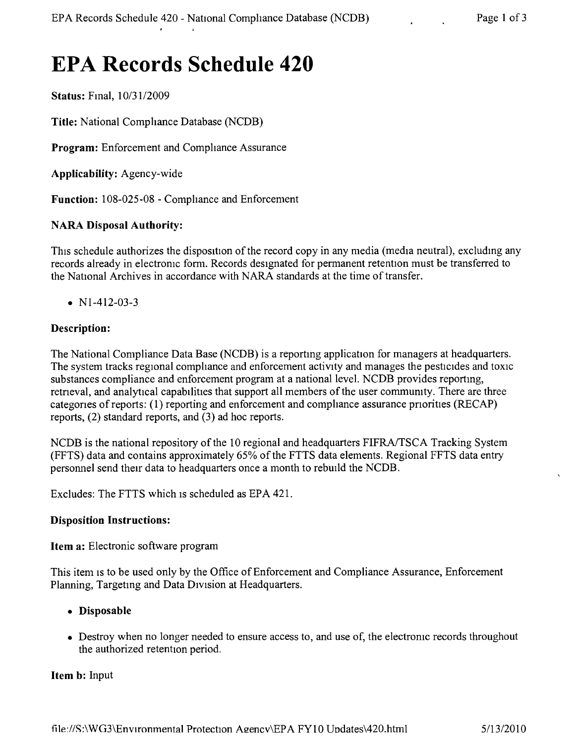# EPA Records Schedule 420

**Status:** Final, 10/31/2009

**Title:** National Compliance Database (NCDB)

**Program:** Enforcement and Compliance Assurance

**Applicability:** Agency-wide

**Function:** 108-025-08 - Compliance and Enforcement

**NARA Disposal Authority:**

This schedule authorizes the disposition of the record copy in any media (media neutral), excluding any records already in electronic form. Records designated for permanent retention must be transferred to the National Archives in accordance with NARA standards at the time of transfer.

- N1-412-03-3

**Description:**

The National Compliance Data Base (NCDB) is a reporting application for managers at headquarters. The system tracks regional compliance and enforcement activity and manages the pesticides and toxic substances compliance and enforcement program at a national level. NCDB provides reporting, retrieval, and analytical capabilities that support all members of the user community. There are three categories of reports: (1) reporting and enforcement and compliance assurance priorities (RECAP) reports, (2) standard reports, and (3) ad hoc reports.

NCDB is the national repository of the 10 regional and headquarters FIFRA/TSCA Tracking System (FFTS) data and contains approximately 65% of the FTTS data elements. Regional FFTS data entry personnel send their data to headquarters once a month to rebuild the NCDB.

Excludes: The FTTS which is scheduled as EPA 421.

**Disposition Instructions:**

**Item a:** Electronic software program

This item is to be used only by the Office of Enforcement and Compliance Assurance, Enforcement Planning, Targeting and Data Division at Headquarters.

- **Disposable**
- Destroy when no longer needed to ensure access to, and use of, the electronic records throughout the authorized retention period.

**Item b:** Input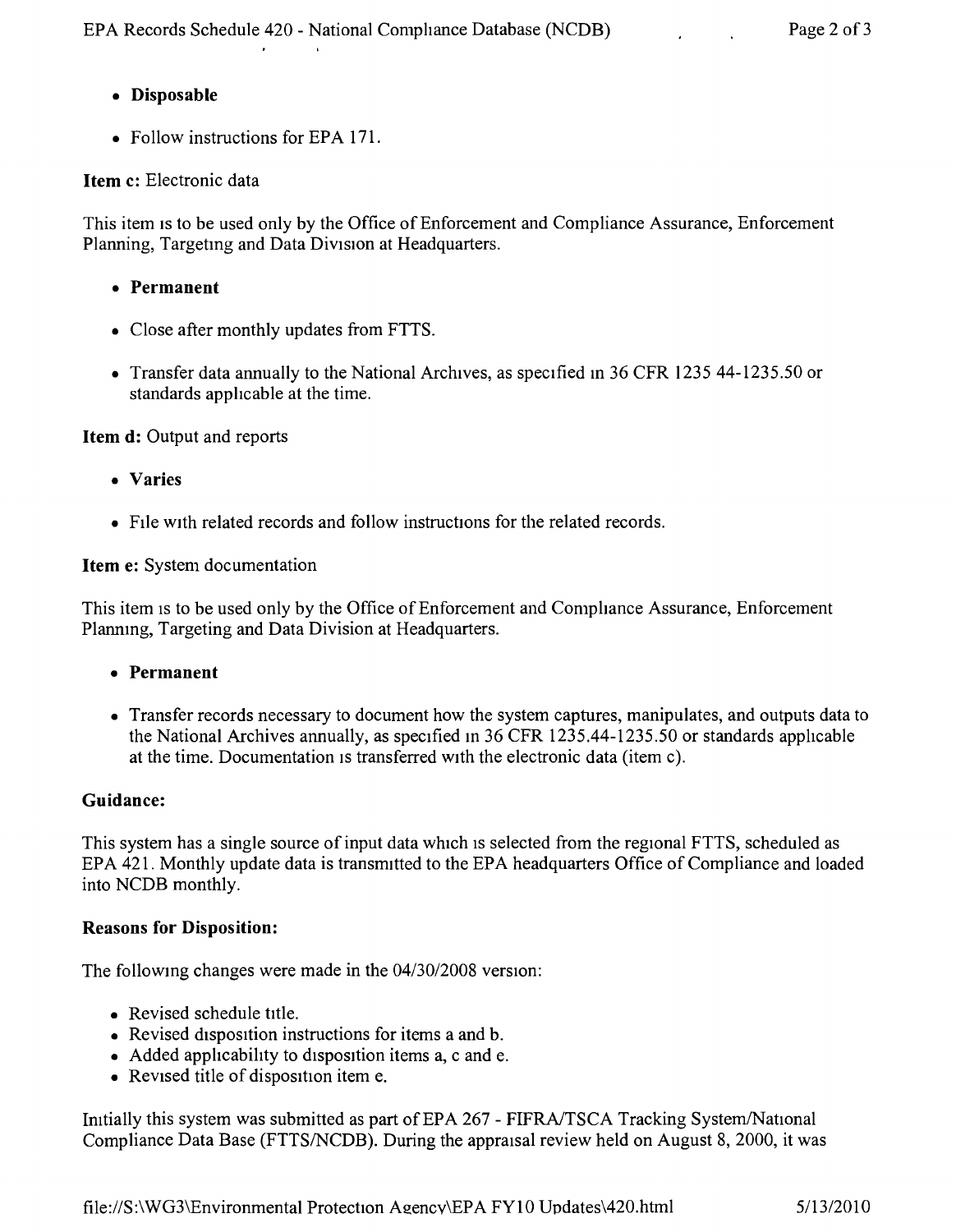- **Disposable**
- Follow instructions for EPA 171.

**Item c:** Electronic data

This item is to be used only by the Office of Enforcement and Compliance Assurance, Enforcement Planning, Targeting and Data Division at Headquarters.

- **Permanent**
- Close after monthly updates from FTTS.
- Transfer data annually to the National Archives, as specified in 36 CFR 1235 44-1235.50 or standards applicable at the time.

**Item d:** Output and reports

- **Varies**
- File with related records and follow instructions for the related records.

**Item e:** System documentation

This item is to be used only by the Office of Enforcement and Compliance Assurance, Enforcement Planning, Targeting and Data Division at Headquarters.

- **Permanent**
- Transfer records necessary to document how the system captures, manipulates, and outputs data to the National Archives annually, as specified in 36 CFR 1235.44-1235.50 or standards applicable at the time. Documentation is transferred with the electronic data (item c).

**Guidance:**

This system has a single source of input data which is selected from the regional FTTS, scheduled as EPA 421. Monthly update data is transmitted to the EPA headquarters Office of Compliance and loaded into NCDB monthly.

**Reasons for Disposition:**

The following changes were made in the 04/30/2008 version:

- Revised schedule title.
- Revised disposition instructions for items a and b.
- Added applicability to disposition items a, c and e.
- Revised title of disposition item e.

Initially this system was submitted as part of EPA 267 - FIFRA/TSCA Tracking System/National Compliance Data Base (FTTS/NCDB). During the appraisal review held on August 8, 2000, it was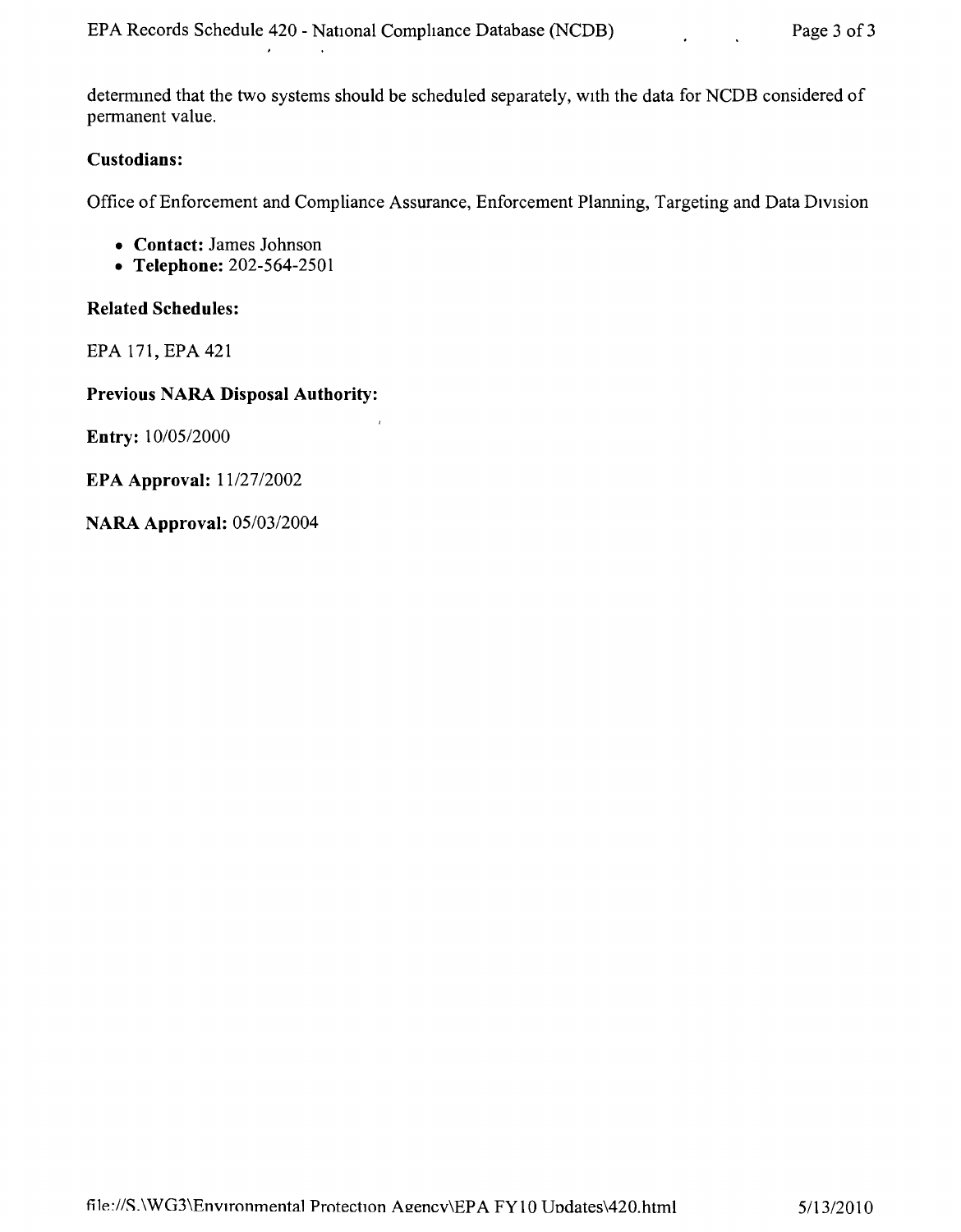determined that the two systems should be scheduled separately, with the data for NCDB considered of permanent value.

**Custodians:**

Office of Enforcement and Compliance Assurance, Enforcement Planning, Targeting and Data Division

- **Contact:** James Johnson
- **Telephone:** 202-564-2501

**Related Schedules:**

EPA 171, EPA 421

**Previous NARA Disposal Authority:**

**Entry:** 10/05/2000

**EPA Approval:** 11/27/2002

**NARA Approval:** 05/03/2004